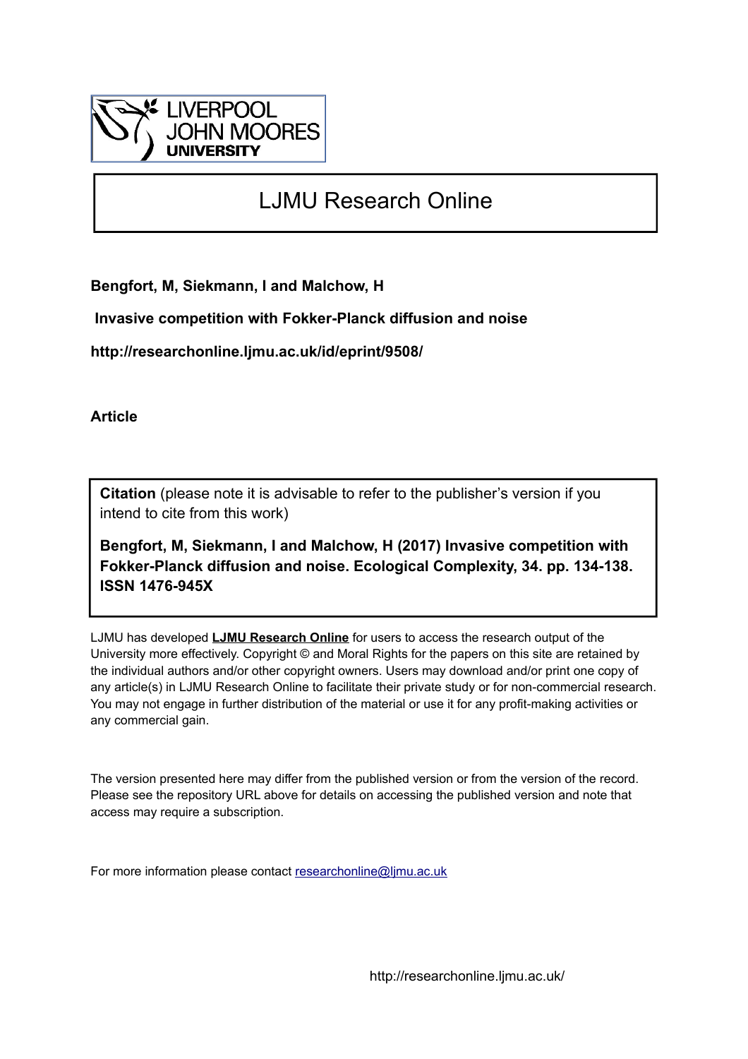LIVERPOOL JOHN MOORES UNIVERSITY

# LJMU Research Online

**Bengfort, M, Siekmann, I and Malchow, H**

**Invasive competition with Fokker-Planck diffusion and noise**

**http://researchonline.ljmu.ac.uk/id/eprint/9508/**

**Article**

**Citation** (please note it is advisable to refer to the publisher's version if you intend to cite from this work)

**Bengfort, M, Siekmann, I and Malchow, H (2017) Invasive competition with Fokker-Planck diffusion and noise. Ecological Complexity, 34. pp. 134-138. ISSN 1476-945X**

LJMU has developed **LJMU Research Online** for users to access the research output of the University more effectively. Copyright © and Moral Rights for the papers on this site are retained by the individual authors and/or other copyright owners. Users may download and/or print one copy of any article(s) in LJMU Research Online to facilitate their private study or for non-commercial research. You may not engage in further distribution of the material or use it for any profit-making activities or any commercial gain.

The version presented here may differ from the published version or from the version of the record. Please see the repository URL above for details on accessing the published version and note that access may require a subscription.

For more information please contact researchonline@ljmu.ac.uk

http://researchonline.ljmu.ac.uk/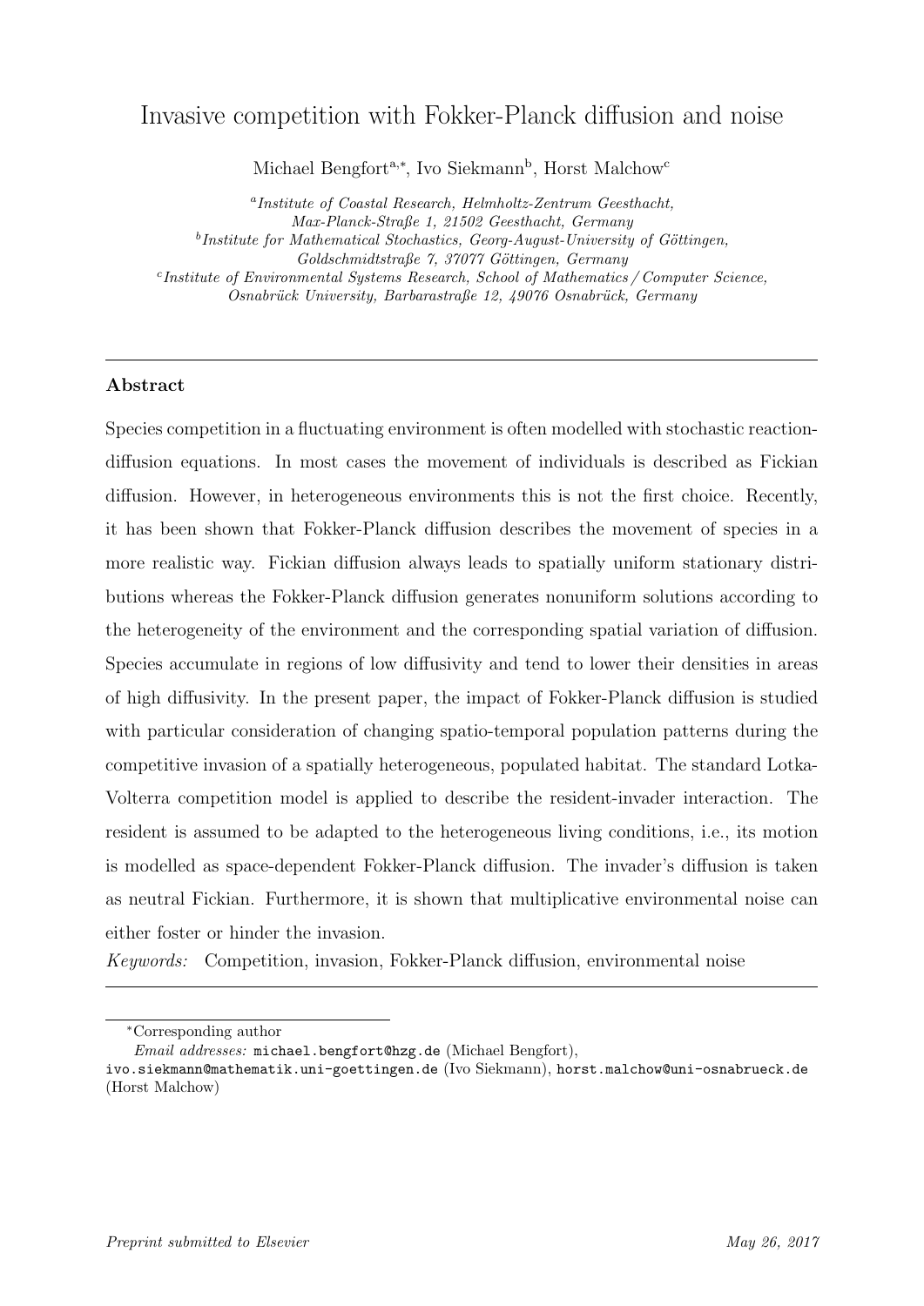# Invasive competition with Fokker-Planck diffusion and noise

Michael Bengfort[a,*], Ivo Siekmann[b], Horst Malchow[c]

[a] *Institute of Coastal Research, Helmholtz-Zentrum Geesthacht, Max-Planck-Straße 1, 21502 Geesthacht, Germany*
[b] *Institute for Mathematical Stochastics, Georg-August-University of Göttingen, Goldschmidtstraße 7, 37077 Göttingen, Germany*
[c] *Institute of Environmental Systems Research, School of Mathematics / Computer Science, Osnabrück University, Barbarastraße 12, 49076 Osnabrück, Germany*

---

## Abstract

Species competition in a fluctuating environment is often modelled with stochastic reaction-diffusion equations. In most cases the movement of individuals is described as Fickian diffusion. However, in heterogeneous environments this is not the first choice. Recently, it has been shown that Fokker-Planck diffusion describes the movement of species in a more realistic way. Fickian diffusion always leads to spatially uniform stationary distributions whereas the Fokker-Planck diffusion generates nonuniform solutions according to the heterogeneity of the environment and the corresponding spatial variation of diffusion. Species accumulate in regions of low diffusivity and tend to lower their densities in areas of high diffusivity. In the present paper, the impact of Fokker-Planck diffusion is studied with particular consideration of changing spatio-temporal population patterns during the competitive invasion of a spatially heterogeneous, populated habitat. The standard Lotka-Volterra competition model is applied to describe the resident-invader interaction. The resident is assumed to be adapted to the heterogeneous living conditions, i.e., its motion is modelled as space-dependent Fokker-Planck diffusion. The invader's diffusion is taken as neutral Fickian. Furthermore, it is shown that multiplicative environmental noise can either foster or hinder the invasion.

*Keywords:* Competition, invasion, Fokker-Planck diffusion, environmental noise

---

*Corresponding author
*Email addresses:* michael.bengfort@hzg.de (Michael Bengfort), ivo.siekmann@mathematik.uni-goettingen.de (Ivo Siekmann), horst.malchow@uni-osnabrueck.de (Horst Malchow)

*Preprint submitted to Elsevier* *May 26, 2017*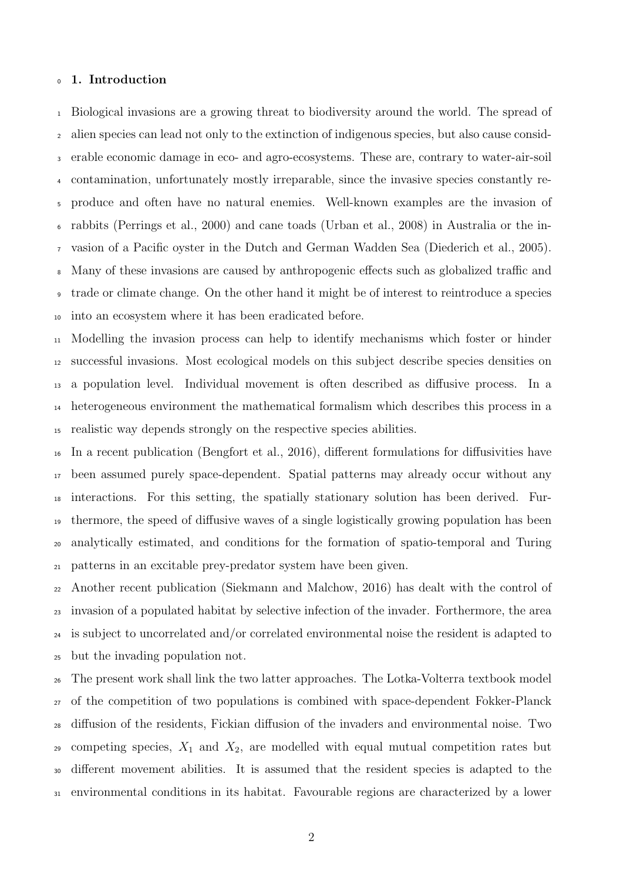## 1. Introduction

Biological invasions are a growing threat to biodiversity around the world. The spread of alien species can lead not only to the extinction of indigenous species, but also cause considerable economic damage in eco- and agro-ecosystems. These are, contrary to water-air-soil contamination, unfortunately mostly irreparable, since the invasive species constantly reproduce and often have no natural enemies. Well-known examples are the invasion of rabbits (Perrings et al., 2000) and cane toads (Urban et al., 2008) in Australia or the invasion of a Pacific oyster in the Dutch and German Wadden Sea (Diederich et al., 2005). Many of these invasions are caused by anthropogenic effects such as globalized traffic and trade or climate change. On the other hand it might be of interest to reintroduce a species into an ecosystem where it has been eradicated before.

Modelling the invasion process can help to identify mechanisms which foster or hinder successful invasions. Most ecological models on this subject describe species densities on a population level. Individual movement is often described as diffusive process. In a heterogeneous environment the mathematical formalism which describes this process in a realistic way depends strongly on the respective species abilities.

In a recent publication (Bengfort et al., 2016), different formulations for diffusivities have been assumed purely space-dependent. Spatial patterns may already occur without any interactions. For this setting, the spatially stationary solution has been derived. Furthermore, the speed of diffusive waves of a single logistically growing population has been analytically estimated, and conditions for the formation of spatio-temporal and Turing patterns in an excitable prey-predator system have been given.

Another recent publication (Siekmann and Malchow, 2016) has dealt with the control of invasion of a populated habitat by selective infection of the invader. Furthermore, the area is subject to uncorrelated and/or correlated environmental noise the resident is adapted to but the invading population not.

The present work shall link the two latter approaches. The Lotka-Volterra textbook model of the competition of two populations is combined with space-dependent Fokker-Planck diffusion of the residents, Fickian diffusion of the invaders and environmental noise. Two competing species, $X_1$ and $X_2$, are modelled with equal mutual competition rates but different movement abilities. It is assumed that the resident species is adapted to the environmental conditions in its habitat. Favourable regions are characterized by a lower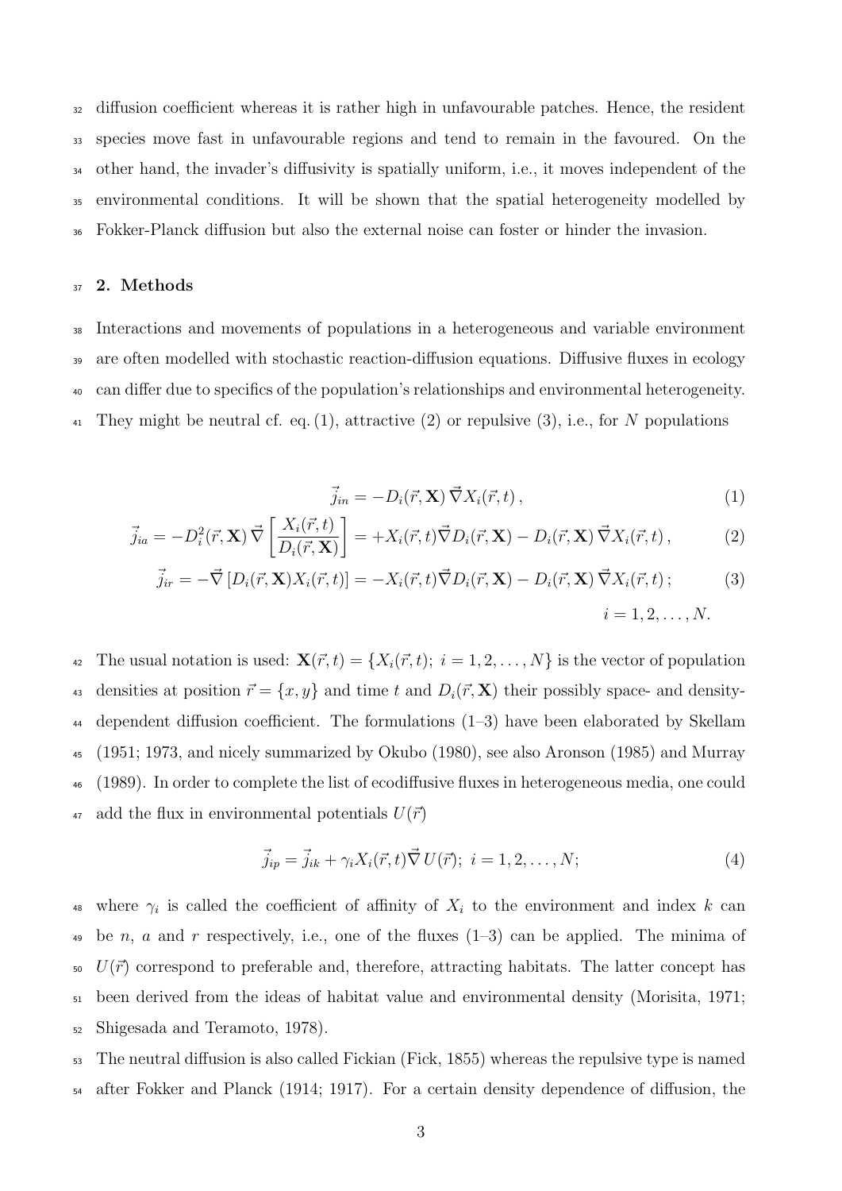diffusion coefficient whereas it is rather high in unfavourable patches. Hence, the resident species move fast in unfavourable regions and tend to remain in the favoured. On the other hand, the invader's diffusivity is spatially uniform, i.e., it moves independent of the environmental conditions. It will be shown that the spatial heterogeneity modelled by Fokker-Planck diffusion but also the external noise can foster or hinder the invasion.

## 2. Methods

Interactions and movements of populations in a heterogeneous and variable environment are often modelled with stochastic reaction-diffusion equations. Diffusive fluxes in ecology can differ due to specifics of the population's relationships and environmental heterogeneity. They might be neutral cf. eq. (1), attractive (2) or repulsive (3), i.e., for $N$ populations

$$\vec{j}_{in} = -D_i(\vec{r}, \mathbf{X})\, \vec{\nabla} X_i(\vec{r}, t)\,, \tag{1}$$

$$\vec{j}_{ia} = -D_i^2(\vec{r}, \mathbf{X})\, \vec{\nabla}\left[\frac{X_i(\vec{r}, t)}{D_i(\vec{r}, \mathbf{X})}\right] = +X_i(\vec{r}, t)\vec{\nabla} D_i(\vec{r}, \mathbf{X}) - D_i(\vec{r}, \mathbf{X})\, \vec{\nabla} X_i(\vec{r}, t)\,, \tag{2}$$

$$\vec{j}_{ir} = -\vec{\nabla}\left[D_i(\vec{r}, \mathbf{X}) X_i(\vec{r}, t)\right] = -X_i(\vec{r}, t)\vec{\nabla} D_i(\vec{r}, \mathbf{X}) - D_i(\vec{r}, \mathbf{X})\, \vec{\nabla} X_i(\vec{r}, t)\,; \tag{3}$$

$$i = 1, 2, \ldots, N.$$

The usual notation is used: $\mathbf{X}(\vec{r}, t) = \{X_i(\vec{r}, t);\ i = 1, 2, \ldots, N\}$ is the vector of population densities at position $\vec{r} = \{x, y\}$ and time $t$ and $D_i(\vec{r}, \mathbf{X})$ their possibly space- and density-dependent diffusion coefficient. The formulations (1–3) have been elaborated by Skellam (1951; 1973, and nicely summarized by Okubo (1980), see also Aronson (1985) and Murray (1989). In order to complete the list of ecodiffusive fluxes in heterogeneous media, one could add the flux in environmental potentials $U(\vec{r})$

$$\vec{j}_{ip} = \vec{j}_{ik} + \gamma_i X_i(\vec{r}, t)\vec{\nabla}\, U(\vec{r});\ i = 1, 2, \ldots, N; \tag{4}$$

where $\gamma_i$ is called the coefficient of affinity of $X_i$ to the environment and index $k$ can be $n$, $a$ and $r$ respectively, i.e., one of the fluxes (1–3) can be applied. The minima of $U(\vec{r})$ correspond to preferable and, therefore, attracting habitats. The latter concept has been derived from the ideas of habitat value and environmental density (Morisita, 1971; Shigesada and Teramoto, 1978).

The neutral diffusion is also called Fickian (Fick, 1855) whereas the repulsive type is named after Fokker and Planck (1914; 1917). For a certain density dependence of diffusion, the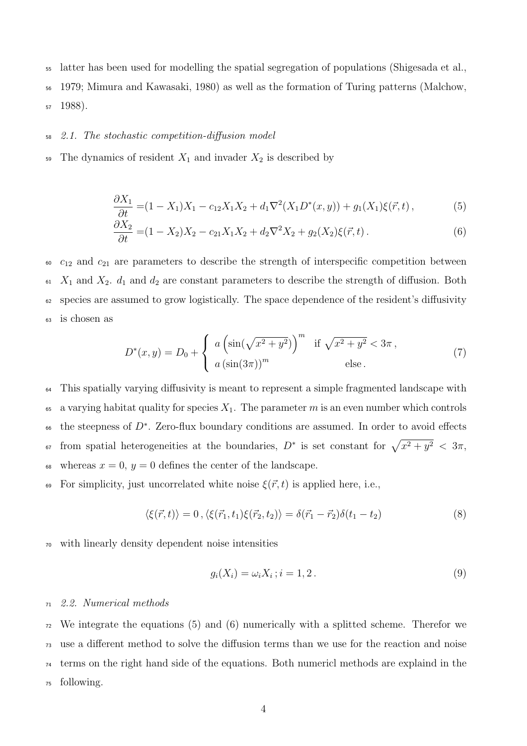latter has been used for modelling the spatial segregation of populations (Shigesada et al., 1979; Mimura and Kawasaki, 1980) as well as the formation of Turing patterns (Malchow, 1988).

### *2.1. The stochastic competition-diffusion model*

The dynamics of resident $X_1$ and invader $X_2$ is described by

$$
\frac{\partial X_1}{\partial t} =(1 - X_1)X_1 - c_{12}X_1X_2 + d_1\nabla^2(X_1D^*(x, y)) + g_1(X_1)\xi(\vec{r}, t)\,, \tag{5}
$$

$$
\frac{\partial X_2}{\partial t} =(1 - X_2)X_2 - c_{21}X_1X_2 + d_2\nabla^2X_2 + g_2(X_2)\xi(\vec{r}, t)\,. \tag{6}
$$

$c_{12}$ and $c_{21}$ are parameters to describe the strength of interspecific competition between $X_1$ and $X_2$. $d_1$ and $d_2$ are constant parameters to describe the strength of diffusion. Both species are assumed to grow logistically. The space dependence of the resident's diffusivity is chosen as

$$
D^*(x, y) = D_0 + \begin{cases} a\left(\sin(\sqrt{x^2 + y^2})\right)^m & \text{if } \sqrt{x^2 + y^2} < 3\pi\,, \\ a\left(\sin(3\pi)\right)^m & \text{else}\,. \end{cases} \tag{7}
$$

This spatially varying diffusivity is meant to represent a simple fragmented landscape with a varying habitat quality for species $X_1$. The parameter $m$ is an even number which controls the steepness of $D^*$. Zero-flux boundary conditions are assumed. In order to avoid effects from spatial heterogeneities at the boundaries, $D^*$ is set constant for $\sqrt{x^2 + y^2} < 3\pi$, whereas $x = 0$, $y = 0$ defines the center of the landscape.

For simplicity, just uncorrelated white noise $\xi(\vec{r}, t)$ is applied here, i.e.,

$$
\langle\xi(\vec{r}, t)\rangle = 0\,, \langle\xi(\vec{r}_1, t_1)\xi(\vec{r}_2, t_2)\rangle = \delta(\vec{r}_1 - \vec{r}_2)\delta(t_1 - t_2) \tag{8}
$$

with linearly density dependent noise intensities

$$
g_i(X_i) = \omega_iX_i\,; i = 1, 2\,. \tag{9}
$$

### *2.2. Numerical methods*

We integrate the equations (5) and (6) numerically with a splitted scheme. Therefor we use a different method to solve the diffusion terms than we use for the reaction and noise terms on the right hand side of the equations. Both numericl methods are explaind in the following.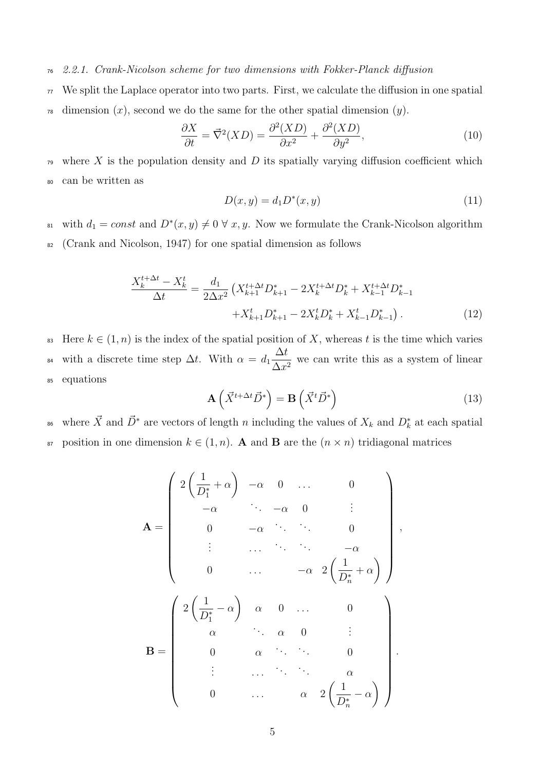#### 2.2.1. Crank-Nicolson scheme for two dimensions with Fokker-Planck diffusion

We split the Laplace operator into two parts. First, we calculate the diffusion in one spatial dimension ($x$), second we do the same for the other spatial dimension ($y$).

$$\frac{\partial X}{\partial t} = \vec{\nabla}^2(XD) = \frac{\partial^2(XD)}{\partial x^2} + \frac{\partial^2(XD)}{\partial y^2}, \tag{10}$$

where $X$ is the population density and $D$ its spatially varying diffusion coefficient which can be written as

$$D(x, y) = d_1 D^*(x, y) \tag{11}$$

with $d_1 = const$ and $D^*(x, y) \neq 0 \ \forall \ x, y$. Now we formulate the Crank-Nicolson algorithm (Crank and Nicolson, 1947) for one spatial dimension as follows

$$\begin{aligned}\frac{X_k^{t+\Delta t} - X_k^t}{\Delta t} = \frac{d_1}{2\Delta x^2} \big( & X_{k+1}^{t+\Delta t} D_{k+1}^* - 2X_k^{t+\Delta t} D_k^* + X_{k-1}^{t+\Delta t} D_{k-1}^* \\ & + X_{k+1}^t D_{k+1}^* - 2X_k^t D_k^* + X_{k-1}^t D_{k-1}^* \big).\end{aligned} \tag{12}$$

Here $k \in (1, n)$ is the index of the spatial position of $X$, whereas $t$ is the time which varies with a discrete time step $\Delta t$. With $\alpha = d_1 \dfrac{\Delta t}{\Delta x^2}$ we can write this as a system of linear equations

$$\mathbf{A} \left( \vec{X}^{t+\Delta t} \vec{D}^* \right) = \mathbf{B} \left( \vec{X}^t \vec{D}^* \right) \tag{13}$$

where $\vec{X}$ and $\vec{D}^*$ are vectors of length $n$ including the values of $X_k$ and $D_k^*$ at each spatial position in one dimension $k \in (1, n)$. $\mathbf{A}$ and $\mathbf{B}$ are the $(n \times n)$ tridiagonal matrices

$$\mathbf{A} = \begin{pmatrix} 2\left(\dfrac{1}{D_1^*} + \alpha\right) & -\alpha & 0 & \dots & 0 \\ -\alpha & \ddots & -\alpha & 0 & \vdots \\ 0 & -\alpha & \ddots & \ddots & 0 \\ \vdots & \dots & \ddots & \ddots & -\alpha \\ 0 & \dots & & -\alpha & 2\left(\dfrac{1}{D_n^*} + \alpha\right) \end{pmatrix},$$

$$\mathbf{B} = \begin{pmatrix} 2\left(\dfrac{1}{D_1^*} - \alpha\right) & \alpha & 0 & \dots & 0 \\ \alpha & \ddots & \alpha & 0 & \vdots \\ 0 & \alpha & \ddots & \ddots & 0 \\ \vdots & \dots & \ddots & \ddots & \alpha \\ 0 & \dots & & \alpha & 2\left(\dfrac{1}{D_n^*} - \alpha\right) \end{pmatrix}.$$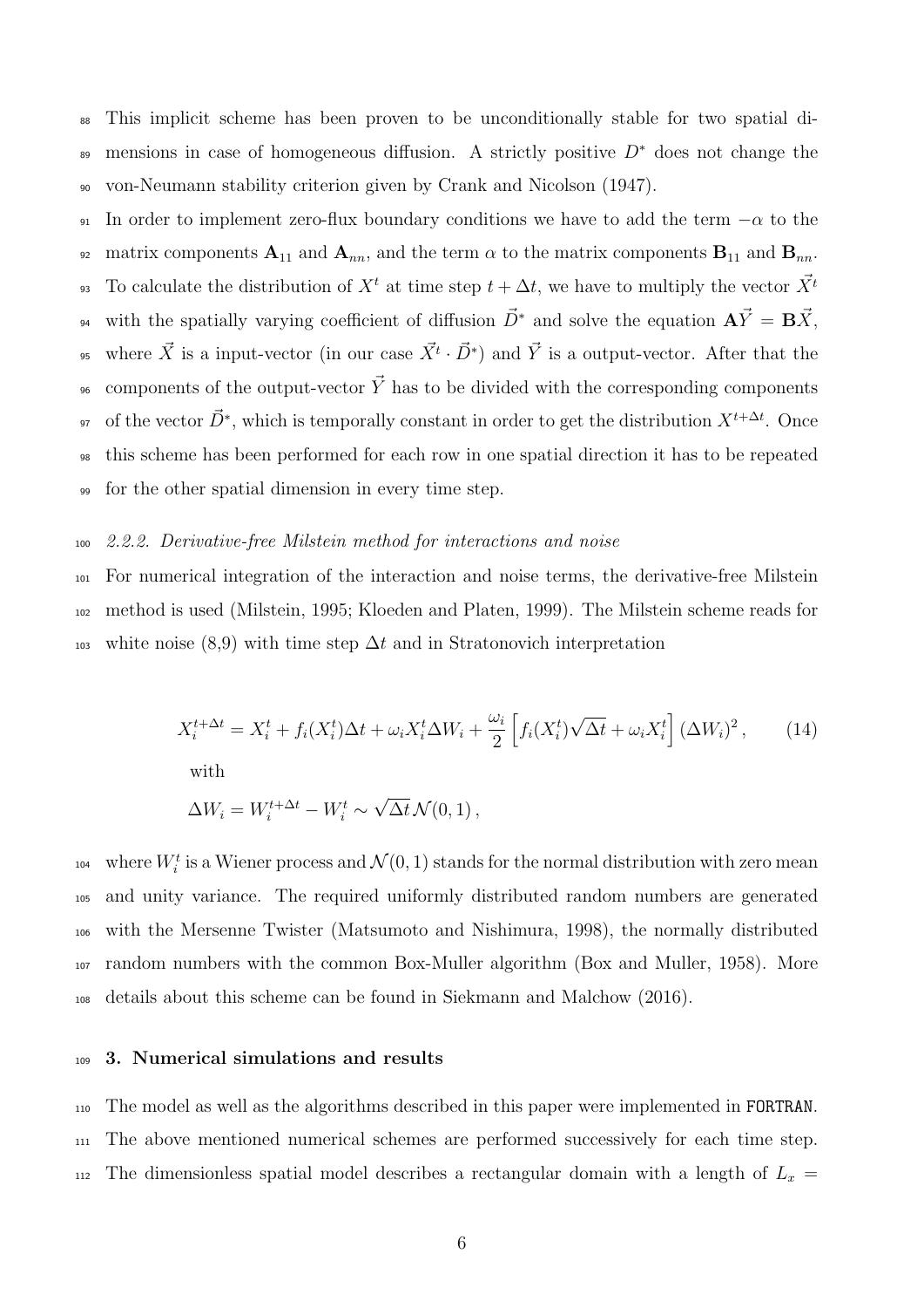This implicit scheme has been proven to be unconditionally stable for two spatial dimensions in case of homogeneous diffusion. A strictly positive $D^*$ does not change the von-Neumann stability criterion given by Crank and Nicolson (1947).

In order to implement zero-flux boundary conditions we have to add the term $-\alpha$ to the matrix components $\mathbf{A}_{11}$ and $\mathbf{A}_{nn}$, and the term $\alpha$ to the matrix components $\mathbf{B}_{11}$ and $\mathbf{B}_{nn}$. To calculate the distribution of $X^t$ at time step $t + \Delta t$, we have to multiply the vector $\vec{X}^t$ with the spatially varying coefficient of diffusion $\vec{D}^*$ and solve the equation $\mathbf{A}\vec{Y} = \mathbf{B}\vec{X}$, where $\vec{X}$ is a input-vector (in our case $\vec{X}^t \cdot \vec{D}^*$) and $\vec{Y}$ is a output-vector. After that the components of the output-vector $\vec{Y}$ has to be divided with the corresponding components of the vector $\vec{D}^*$, which is temporally constant in order to get the distribution $X^{t+\Delta t}$. Once this scheme has been performed for each row in one spatial direction it has to be repeated for the other spatial dimension in every time step.

### 2.2.2. Derivative-free Milstein method for interactions and noise

For numerical integration of the interaction and noise terms, the derivative-free Milstein method is used (Milstein, 1995; Kloeden and Platen, 1999). The Milstein scheme reads for white noise (8,9) with time step $\Delta t$ and in Stratonovich interpretation

$$X_i^{t+\Delta t} = X_i^t + f_i(X_i^t)\Delta t + \omega_i X_i^t \Delta W_i + \frac{\omega_i}{2}\left[f_i(X_i^t)\sqrt{\Delta t} + \omega_i X_i^t\right](\Delta W_i)^2 \,, \tag{14}$$

with

$$\Delta W_i = W_i^{t+\Delta t} - W_i^t \sim \sqrt{\Delta t}\,\mathcal{N}(0,1) \,,$$

where $W_i^t$ is a Wiener process and $\mathcal{N}(0,1)$ stands for the normal distribution with zero mean and unity variance. The required uniformly distributed random numbers are generated with the Mersenne Twister (Matsumoto and Nishimura, 1998), the normally distributed random numbers with the common Box-Muller algorithm (Box and Muller, 1958). More details about this scheme can be found in Siekmann and Malchow (2016).

## 3. Numerical simulations and results

The model as well as the algorithms described in this paper were implemented in `FORTRAN`. The above mentioned numerical schemes are performed successively for each time step. The dimensionless spatial model describes a rectangular domain with a length of $L_x =$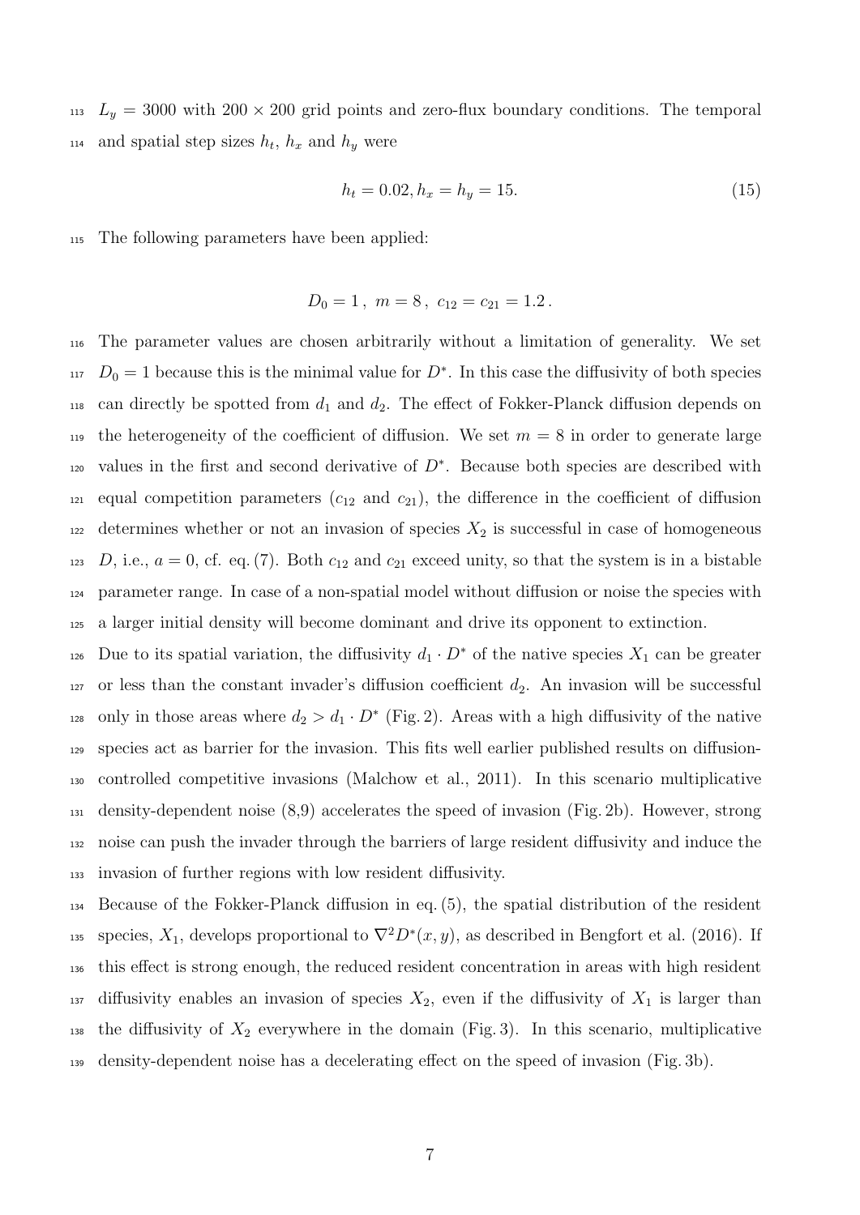$L_y = 3000$ with $200 \times 200$ grid points and zero-flux boundary conditions. The temporal and spatial step sizes $h_t$, $h_x$ and $h_y$ were

$$h_t = 0.02, h_x = h_y = 15. \tag{15}$$

The following parameters have been applied:

$$D_0 = 1\,,\ m = 8\,,\ c_{12} = c_{21} = 1.2\,.$$

The parameter values are chosen arbitrarily without a limitation of generality. We set $D_0 = 1$ because this is the minimal value for $D^*$. In this case the diffusivity of both species can directly be spotted from $d_1$ and $d_2$. The effect of Fokker-Planck diffusion depends on the heterogeneity of the coefficient of diffusion. We set $m = 8$ in order to generate large values in the first and second derivative of $D^*$. Because both species are described with equal competition parameters ($c_{12}$ and $c_{21}$), the difference in the coefficient of diffusion determines whether or not an invasion of species $X_2$ is successful in case of homogeneous $D$, i.e., $a = 0$, cf. eq. (7). Both $c_{12}$ and $c_{21}$ exceed unity, so that the system is in a bistable parameter range. In case of a non-spatial model without diffusion or noise the species with a larger initial density will become dominant and drive its opponent to extinction.

Due to its spatial variation, the diffusivity $d_1 \cdot D^*$ of the native species $X_1$ can be greater or less than the constant invader's diffusion coefficient $d_2$. An invasion will be successful only in those areas where $d_2 > d_1 \cdot D^*$ (Fig. 2). Areas with a high diffusivity of the native species act as barrier for the invasion. This fits well earlier published results on diffusion-controlled competitive invasions (Malchow et al., 2011). In this scenario multiplicative density-dependent noise (8,9) accelerates the speed of invasion (Fig. 2b). However, strong noise can push the invader through the barriers of large resident diffusivity and induce the invasion of further regions with low resident diffusivity.

Because of the Fokker-Planck diffusion in eq. (5), the spatial distribution of the resident species, $X_1$, develops proportional to $\nabla^2 D^*(x, y)$, as described in Bengfort et al. (2016). If this effect is strong enough, the reduced resident concentration in areas with high resident diffusivity enables an invasion of species $X_2$, even if the diffusivity of $X_1$ is larger than the diffusivity of $X_2$ everywhere in the domain (Fig. 3). In this scenario, multiplicative density-dependent noise has a decelerating effect on the speed of invasion (Fig. 3b).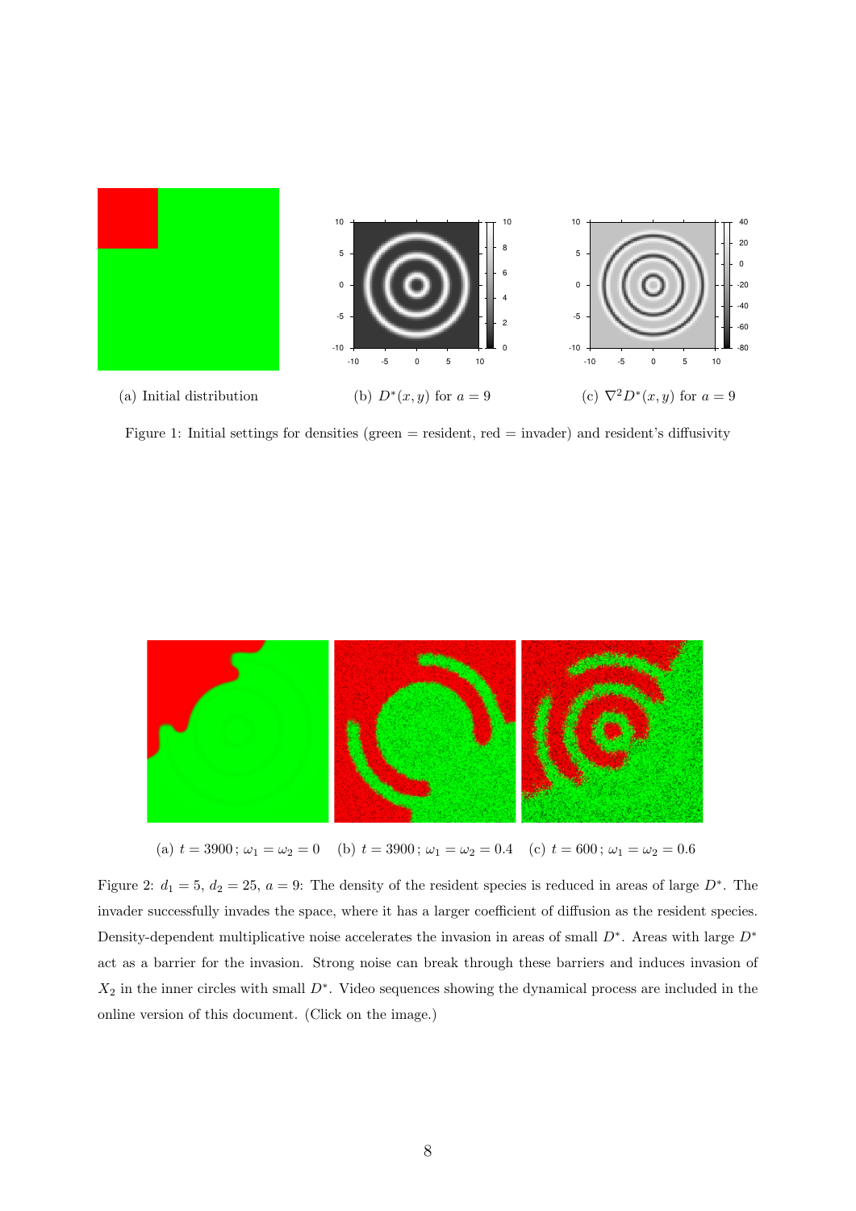(a) Initial distribution

(b) $D^*(x, y)$ for $a = 9$

(c) $\nabla^2 D^*(x, y)$ for $a = 9$

Figure 1: Initial settings for densities (green = resident, red = invader) and resident's diffusivity

(a) $t = 3900$ ; $\omega_1 = \omega_2 = 0$ (b) $t = 3900$ ; $\omega_1 = \omega_2 = 0.4$ (c) $t = 600$ ; $\omega_1 = \omega_2 = 0.6$

Figure 2: $d_1 = 5$, $d_2 = 25$, $a = 9$: The density of the resident species is reduced in areas of large $D^*$. The invader successfully invades the space, where it has a larger coefficient of diffusion as the resident species. Density-dependent multiplicative noise accelerates the invasion in areas of small $D^*$. Areas with large $D^*$ act as a barrier for the invasion. Strong noise can break through these barriers and induces invasion of $X_2$ in the inner circles with small $D^*$. Video sequences showing the dynamical process are included in the online version of this document. (Click on the image.)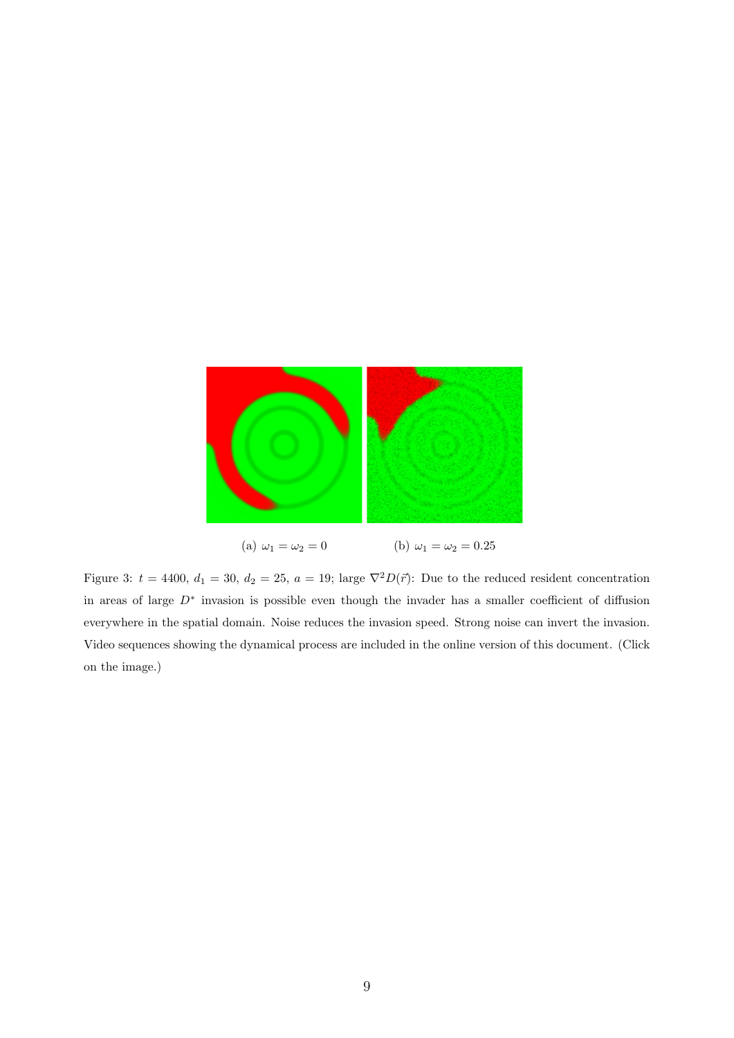(a) $\omega_1 = \omega_2 = 0$

(b) $\omega_1 = \omega_2 = 0.25$

Figure 3: $t = 4400$, $d_1 = 30$, $d_2 = 25$, $a = 19$; large $\nabla^2 D(\vec{r})$: Due to the reduced resident concentration in areas of large $D^*$ invasion is possible even though the invader has a smaller coefficient of diffusion everywhere in the spatial domain. Noise reduces the invasion speed. Strong noise can invert the invasion. Video sequences showing the dynamical process are included in the online version of this document. (Click on the image.)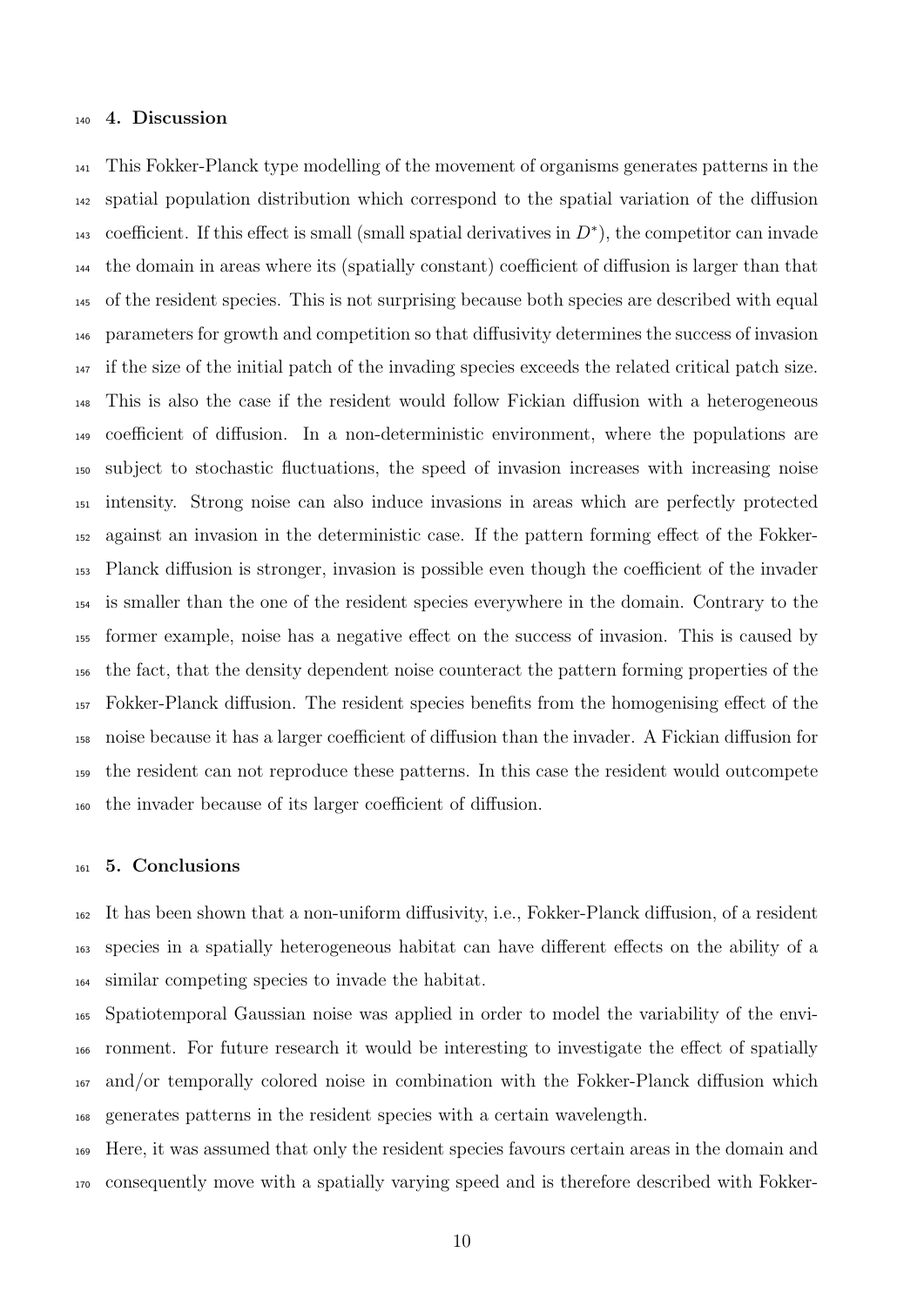## 4. Discussion

This Fokker-Planck type modelling of the movement of organisms generates patterns in the spatial population distribution which correspond to the spatial variation of the diffusion coefficient. If this effect is small (small spatial derivatives in $D^*$), the competitor can invade the domain in areas where its (spatially constant) coefficient of diffusion is larger than that of the resident species. This is not surprising because both species are described with equal parameters for growth and competition so that diffusivity determines the success of invasion if the size of the initial patch of the invading species exceeds the related critical patch size. This is also the case if the resident would follow Fickian diffusion with a heterogeneous coefficient of diffusion. In a non-deterministic environment, where the populations are subject to stochastic fluctuations, the speed of invasion increases with increasing noise intensity. Strong noise can also induce invasions in areas which are perfectly protected against an invasion in the deterministic case. If the pattern forming effect of the Fokker-Planck diffusion is stronger, invasion is possible even though the coefficient of the invader is smaller than the one of the resident species everywhere in the domain. Contrary to the former example, noise has a negative effect on the success of invasion. This is caused by the fact, that the density dependent noise counteract the pattern forming properties of the Fokker-Planck diffusion. The resident species benefits from the homogenising effect of the noise because it has a larger coefficient of diffusion than the invader. A Fickian diffusion for the resident can not reproduce these patterns. In this case the resident would outcompete the invader because of its larger coefficient of diffusion.

## 5. Conclusions

It has been shown that a non-uniform diffusivity, i.e., Fokker-Planck diffusion, of a resident species in a spatially heterogeneous habitat can have different effects on the ability of a similar competing species to invade the habitat.

Spatiotemporal Gaussian noise was applied in order to model the variability of the environment. For future research it would be interesting to investigate the effect of spatially and/or temporally colored noise in combination with the Fokker-Planck diffusion which generates patterns in the resident species with a certain wavelength.

Here, it was assumed that only the resident species favours certain areas in the domain and consequently move with a spatially varying speed and is therefore described with Fokker-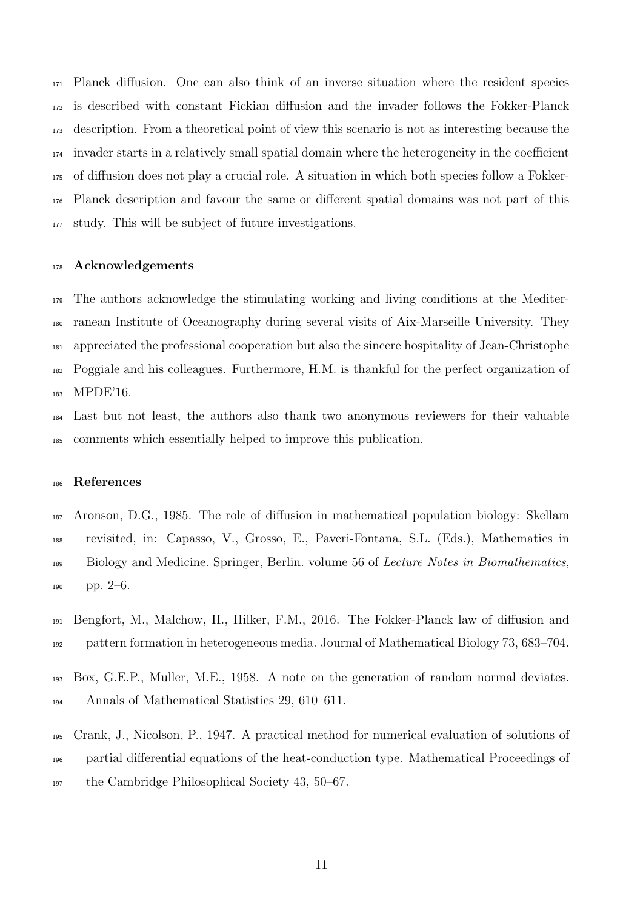Planck diffusion. One can also think of an inverse situation where the resident species is described with constant Fickian diffusion and the invader follows the Fokker-Planck description. From a theoretical point of view this scenario is not as interesting because the invader starts in a relatively small spatial domain where the heterogeneity in the coefficient of diffusion does not play a crucial role. A situation in which both species follow a Fokker-Planck description and favour the same or different spatial domains was not part of this study. This will be subject of future investigations.

## Acknowledgements

The authors acknowledge the stimulating working and living conditions at the Mediterranean Institute of Oceanography during several visits of Aix-Marseille University. They appreciated the professional cooperation but also the sincere hospitality of Jean-Christophe Poggiale and his colleagues. Furthermore, H.M. is thankful for the perfect organization of MPDE'16.

Last but not least, the authors also thank two anonymous reviewers for their valuable comments which essentially helped to improve this publication.

## References

Aronson, D.G., 1985. The role of diffusion in mathematical population biology: Skellam revisited, in: Capasso, V., Grosso, E., Paveri-Fontana, S.L. (Eds.), Mathematics in Biology and Medicine. Springer, Berlin. volume 56 of *Lecture Notes in Biomathematics*, pp. 2–6.

Bengfort, M., Malchow, H., Hilker, F.M., 2016. The Fokker-Planck law of diffusion and pattern formation in heterogeneous media. Journal of Mathematical Biology 73, 683–704.

Box, G.E.P., Muller, M.E., 1958. A note on the generation of random normal deviates. Annals of Mathematical Statistics 29, 610–611.

Crank, J., Nicolson, P., 1947. A practical method for numerical evaluation of solutions of partial differential equations of the heat-conduction type. Mathematical Proceedings of the Cambridge Philosophical Society 43, 50–67.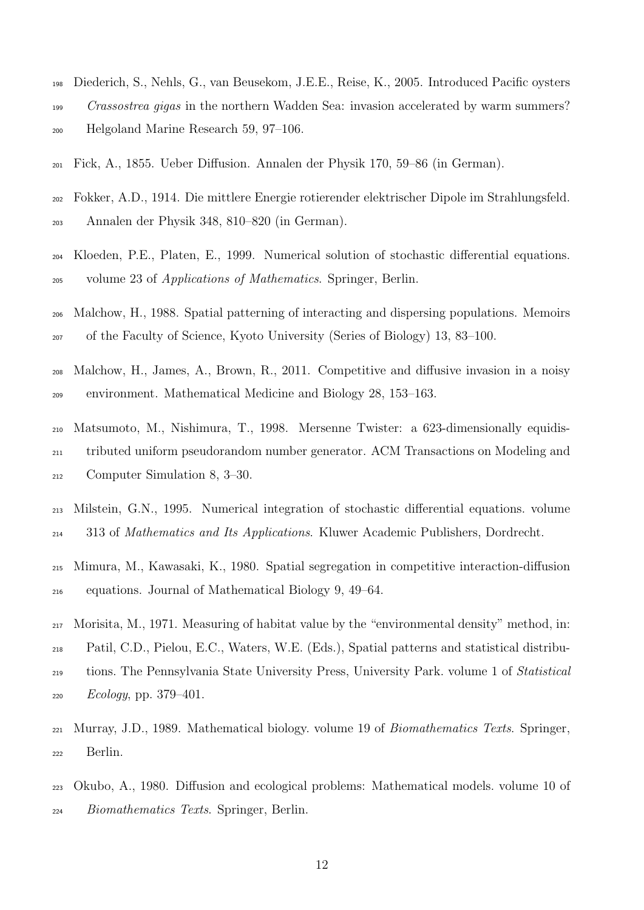Diederich, S., Nehls, G., van Beusekom, J.E.E., Reise, K., 2005. Introduced Pacific oysters *Crassostrea gigas* in the northern Wadden Sea: invasion accelerated by warm summers? Helgoland Marine Research 59, 97–106.

Fick, A., 1855. Ueber Diffusion. Annalen der Physik 170, 59–86 (in German).

Fokker, A.D., 1914. Die mittlere Energie rotierender elektrischer Dipole im Strahlungsfeld. Annalen der Physik 348, 810–820 (in German).

Kloeden, P.E., Platen, E., 1999. Numerical solution of stochastic differential equations. volume 23 of *Applications of Mathematics*. Springer, Berlin.

Malchow, H., 1988. Spatial patterning of interacting and dispersing populations. Memoirs of the Faculty of Science, Kyoto University (Series of Biology) 13, 83–100.

Malchow, H., James, A., Brown, R., 2011. Competitive and diffusive invasion in a noisy environment. Mathematical Medicine and Biology 28, 153–163.

Matsumoto, M., Nishimura, T., 1998. Mersenne Twister: a 623-dimensionally equidistributed uniform pseudorandom number generator. ACM Transactions on Modeling and Computer Simulation 8, 3–30.

Milstein, G.N., 1995. Numerical integration of stochastic differential equations. volume 313 of *Mathematics and Its Applications*. Kluwer Academic Publishers, Dordrecht.

Mimura, M., Kawasaki, K., 1980. Spatial segregation in competitive interaction-diffusion equations. Journal of Mathematical Biology 9, 49–64.

Morisita, M., 1971. Measuring of habitat value by the "environmental density" method, in: Patil, C.D., Pielou, E.C., Waters, W.E. (Eds.), Spatial patterns and statistical distributions. The Pennsylvania State University Press, University Park. volume 1 of *Statistical Ecology*, pp. 379–401.

Murray, J.D., 1989. Mathematical biology. volume 19 of *Biomathematics Texts*. Springer, Berlin.

Okubo, A., 1980. Diffusion and ecological problems: Mathematical models. volume 10 of *Biomathematics Texts*. Springer, Berlin.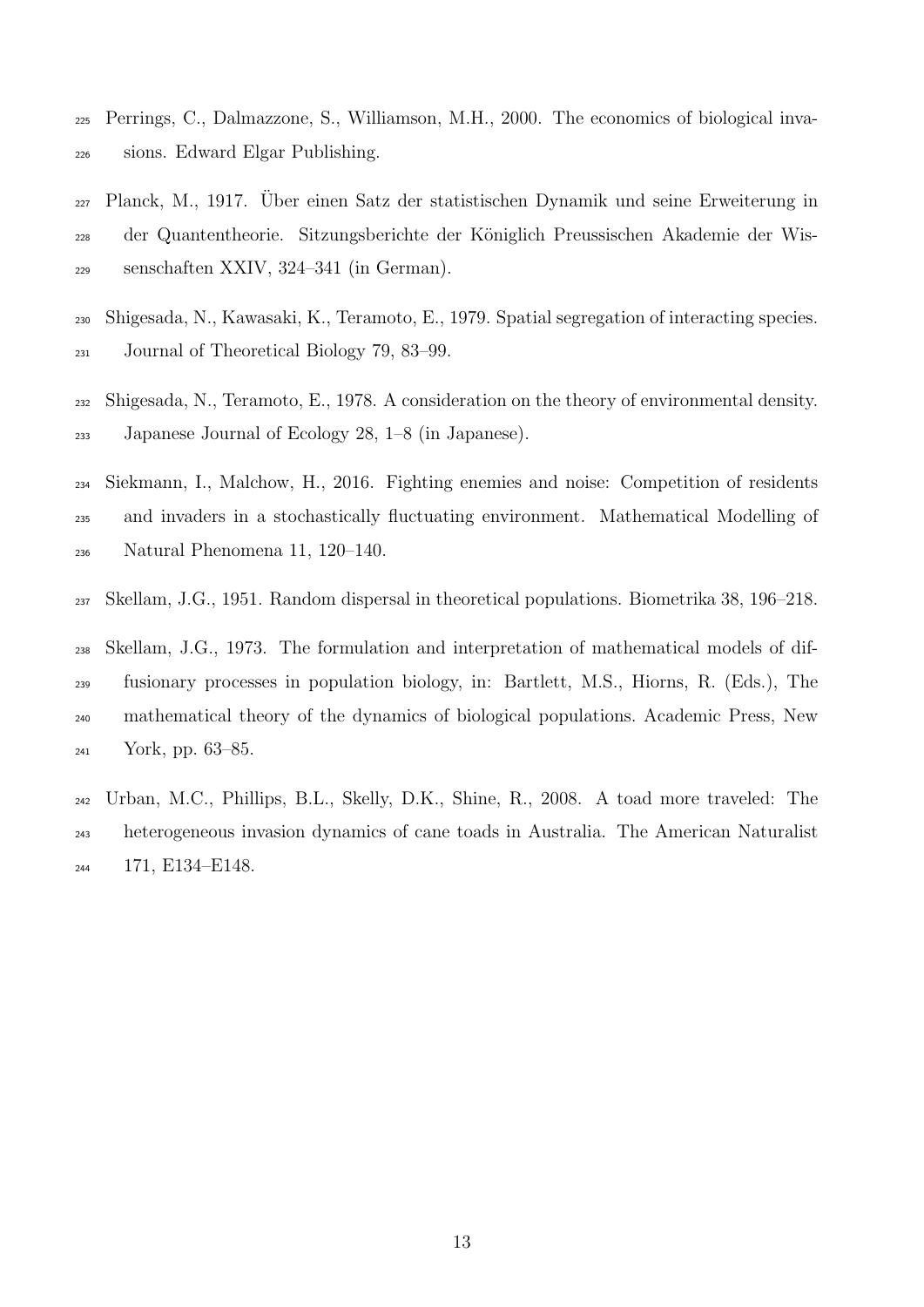Perrings, C., Dalmazzone, S., Williamson, M.H., 2000. The economics of biological invasions. Edward Elgar Publishing.

Planck, M., 1917. Über einen Satz der statistischen Dynamik und seine Erweiterung in der Quantentheorie. Sitzungsberichte der Königlich Preussischen Akademie der Wissenschaften XXIV, 324–341 (in German).

Shigesada, N., Kawasaki, K., Teramoto, E., 1979. Spatial segregation of interacting species. Journal of Theoretical Biology 79, 83–99.

Shigesada, N., Teramoto, E., 1978. A consideration on the theory of environmental density. Japanese Journal of Ecology 28, 1–8 (in Japanese).

Siekmann, I., Malchow, H., 2016. Fighting enemies and noise: Competition of residents and invaders in a stochastically fluctuating environment. Mathematical Modelling of Natural Phenomena 11, 120–140.

Skellam, J.G., 1951. Random dispersal in theoretical populations. Biometrika 38, 196–218.

Skellam, J.G., 1973. The formulation and interpretation of mathematical models of diffusionary processes in population biology, in: Bartlett, M.S., Hiorns, R. (Eds.), The mathematical theory of the dynamics of biological populations. Academic Press, New York, pp. 63–85.

Urban, M.C., Phillips, B.L., Skelly, D.K., Shine, R., 2008. A toad more traveled: The heterogeneous invasion dynamics of cane toads in Australia. The American Naturalist 171, E134–E148.